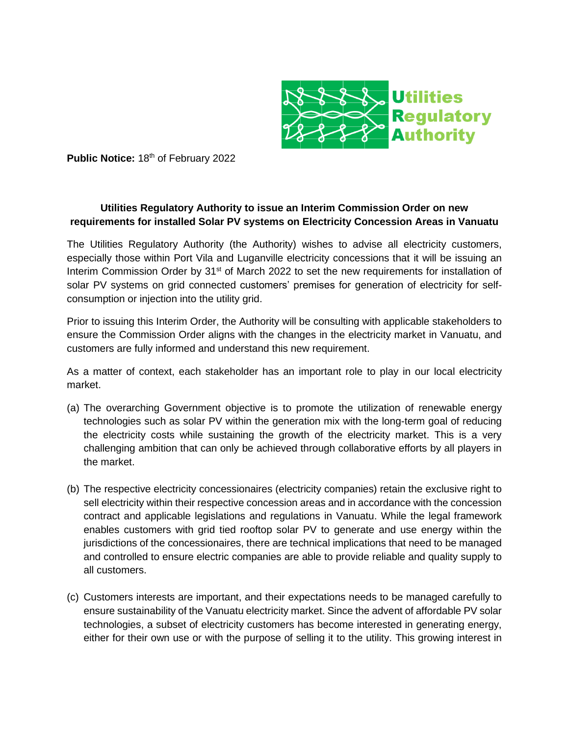Utilities Regulatory Authority

**Public Notice:** 18th of February 2022

**Utilities Regulatory Authority to issue an Interim Commission Order on new requirements for installed Solar PV systems on Electricity Concession Areas in Vanuatu**

The Utilities Regulatory Authority (the Authority) wishes to advise all electricity customers, especially those within Port Vila and Luganville electricity concessions that it will be issuing an Interim Commission Order by 31st of March 2022 to set the new requirements for installation of solar PV systems on grid connected customers' premises for generation of electricity for self-consumption or injection into the utility grid.

Prior to issuing this Interim Order, the Authority will be consulting with applicable stakeholders to ensure the Commission Order aligns with the changes in the electricity market in Vanuatu, and customers are fully informed and understand this new requirement.

As a matter of context, each stakeholder has an important role to play in our local electricity market.

(a) The overarching Government objective is to promote the utilization of renewable energy technologies such as solar PV within the generation mix with the long-term goal of reducing the electricity costs while sustaining the growth of the electricity market. This is a very challenging ambition that can only be achieved through collaborative efforts by all players in the market.

(b) The respective electricity concessionaires (electricity companies) retain the exclusive right to sell electricity within their respective concession areas and in accordance with the concession contract and applicable legislations and regulations in Vanuatu. While the legal framework enables customers with grid tied rooftop solar PV to generate and use energy within the jurisdictions of the concessionaires, there are technical implications that need to be managed and controlled to ensure electric companies are able to provide reliable and quality supply to all customers.

(c) Customers interests are important, and their expectations needs to be managed carefully to ensure sustainability of the Vanuatu electricity market. Since the advent of affordable PV solar technologies, a subset of electricity customers has become interested in generating energy, either for their own use or with the purpose of selling it to the utility. This growing interest in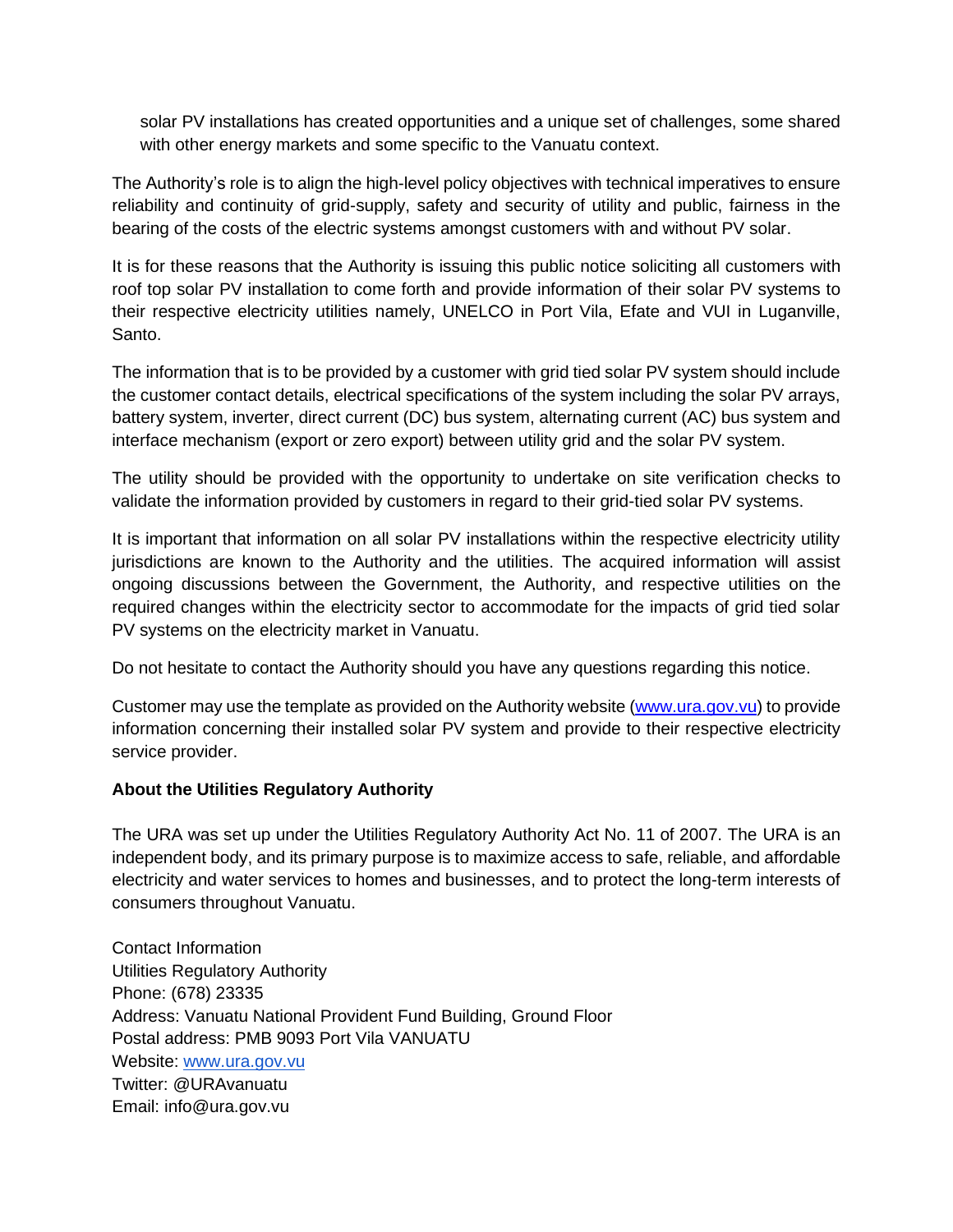solar PV installations has created opportunities and a unique set of challenges, some shared with other energy markets and some specific to the Vanuatu context.

The Authority's role is to align the high-level policy objectives with technical imperatives to ensure reliability and continuity of grid-supply, safety and security of utility and public, fairness in the bearing of the costs of the electric systems amongst customers with and without PV solar.

It is for these reasons that the Authority is issuing this public notice soliciting all customers with roof top solar PV installation to come forth and provide information of their solar PV systems to their respective electricity utilities namely, UNELCO in Port Vila, Efate and VUI in Luganville, Santo.

The information that is to be provided by a customer with grid tied solar PV system should include the customer contact details, electrical specifications of the system including the solar PV arrays, battery system, inverter, direct current (DC) bus system, alternating current (AC) bus system and interface mechanism (export or zero export) between utility grid and the solar PV system.

The utility should be provided with the opportunity to undertake on site verification checks to validate the information provided by customers in regard to their grid-tied solar PV systems.

It is important that information on all solar PV installations within the respective electricity utility jurisdictions are known to the Authority and the utilities. The acquired information will assist ongoing discussions between the Government, the Authority, and respective utilities on the required changes within the electricity sector to accommodate for the impacts of grid tied solar PV systems on the electricity market in Vanuatu.

Do not hesitate to contact the Authority should you have any questions regarding this notice.

Customer may use the template as provided on the Authority website ([www.ura.gov.vu](www.ura.gov.vu)) to provide information concerning their installed solar PV system and provide to their respective electricity service provider.

**About the Utilities Regulatory Authority**

The URA was set up under the Utilities Regulatory Authority Act No. 11 of 2007. The URA is an independent body, and its primary purpose is to maximize access to safe, reliable, and affordable electricity and water services to homes and businesses, and to protect the long-term interests of consumers throughout Vanuatu.

Contact Information
Utilities Regulatory Authority
Phone: (678) 23335
Address: Vanuatu National Provident Fund Building, Ground Floor
Postal address: PMB 9093 Port Vila VANUATU
Website: [www.ura.gov.vu](www.ura.gov.vu)
Twitter: @URAvanuatu
Email: info@ura.gov.vu